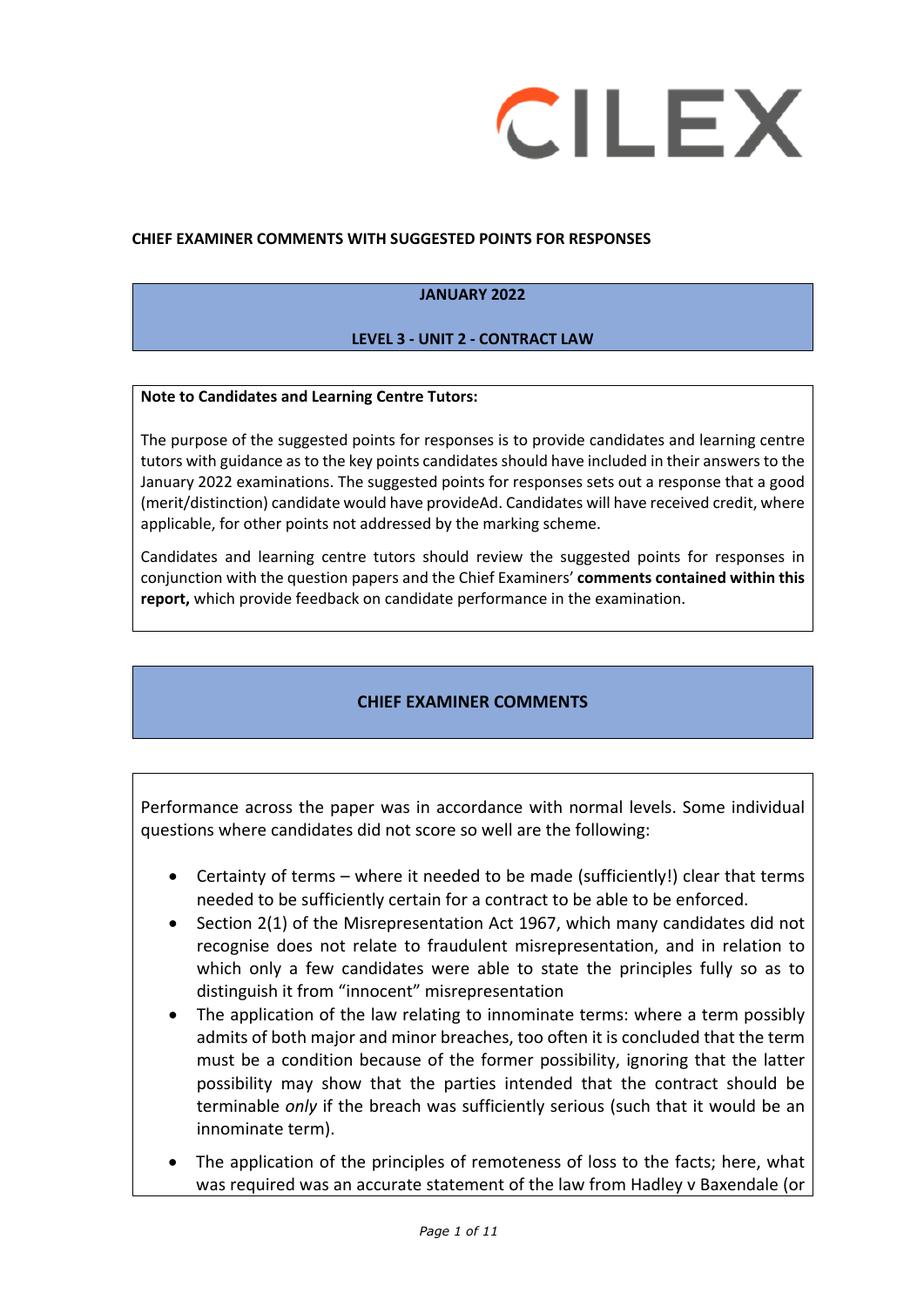CILEX

**CHIEF EXAMINER COMMENTS WITH SUGGESTED POINTS FOR RESPONSES**

**JANUARY 2022**

**LEVEL 3 - UNIT 2 - CONTRACT LAW**

**Note to Candidates and Learning Centre Tutors:**

The purpose of the suggested points for responses is to provide candidates and learning centre tutors with guidance as to the key points candidates should have included in their answers to the January 2022 examinations. The suggested points for responses sets out a response that a good (merit/distinction) candidate would have provideAd. Candidates will have received credit, where applicable, for other points not addressed by the marking scheme.

Candidates and learning centre tutors should review the suggested points for responses in conjunction with the question papers and the Chief Examiners' **comments contained within this report,** which provide feedback on candidate performance in the examination.

## CHIEF EXAMINER COMMENTS

Performance across the paper was in accordance with normal levels. Some individual questions where candidates did not score so well are the following:

- Certainty of terms – where it needed to be made (sufficiently!) clear that terms needed to be sufficiently certain for a contract to be able to be enforced.
- Section 2(1) of the Misrepresentation Act 1967, which many candidates did not recognise does not relate to fraudulent misrepresentation, and in relation to which only a few candidates were able to state the principles fully so as to distinguish it from "innocent" misrepresentation
- The application of the law relating to innominate terms: where a term possibly admits of both major and minor breaches, too often it is concluded that the term must be a condition because of the former possibility, ignoring that the latter possibility may show that the parties intended that the contract should be terminable *only* if the breach was sufficiently serious (such that it would be an innominate term).
- The application of the principles of remoteness of loss to the facts; here, what was required was an accurate statement of the law from Hadley v Baxendale (or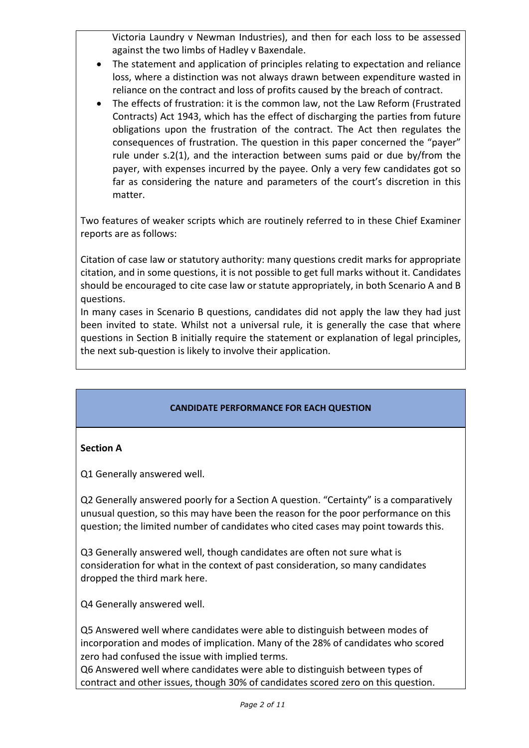Victoria Laundry v Newman Industries), and then for each loss to be assessed against the two limbs of Hadley v Baxendale.

- The statement and application of principles relating to expectation and reliance loss, where a distinction was not always drawn between expenditure wasted in reliance on the contract and loss of profits caused by the breach of contract.
- The effects of frustration: it is the common law, not the Law Reform (Frustrated Contracts) Act 1943, which has the effect of discharging the parties from future obligations upon the frustration of the contract. The Act then regulates the consequences of frustration. The question in this paper concerned the "payer" rule under s.2(1), and the interaction between sums paid or due by/from the payer, with expenses incurred by the payee. Only a very few candidates got so far as considering the nature and parameters of the court's discretion in this matter.

Two features of weaker scripts which are routinely referred to in these Chief Examiner reports are as follows:

Citation of case law or statutory authority: many questions credit marks for appropriate citation, and in some questions, it is not possible to get full marks without it. Candidates should be encouraged to cite case law or statute appropriately, in both Scenario A and B questions.

In many cases in Scenario B questions, candidates did not apply the law they had just been invited to state. Whilst not a universal rule, it is generally the case that where questions in Section B initially require the statement or explanation of legal principles, the next sub-question is likely to involve their application.

## CANDIDATE PERFORMANCE FOR EACH QUESTION

### Section A

Q1 Generally answered well.

Q2 Generally answered poorly for a Section A question. "Certainty" is a comparatively unusual question, so this may have been the reason for the poor performance on this question; the limited number of candidates who cited cases may point towards this.

Q3 Generally answered well, though candidates are often not sure what is consideration for what in the context of past consideration, so many candidates dropped the third mark here.

Q4 Generally answered well.

Q5 Answered well where candidates were able to distinguish between modes of incorporation and modes of implication. Many of the 28% of candidates who scored zero had confused the issue with implied terms.

Q6 Answered well where candidates were able to distinguish between types of contract and other issues, though 30% of candidates scored zero on this question.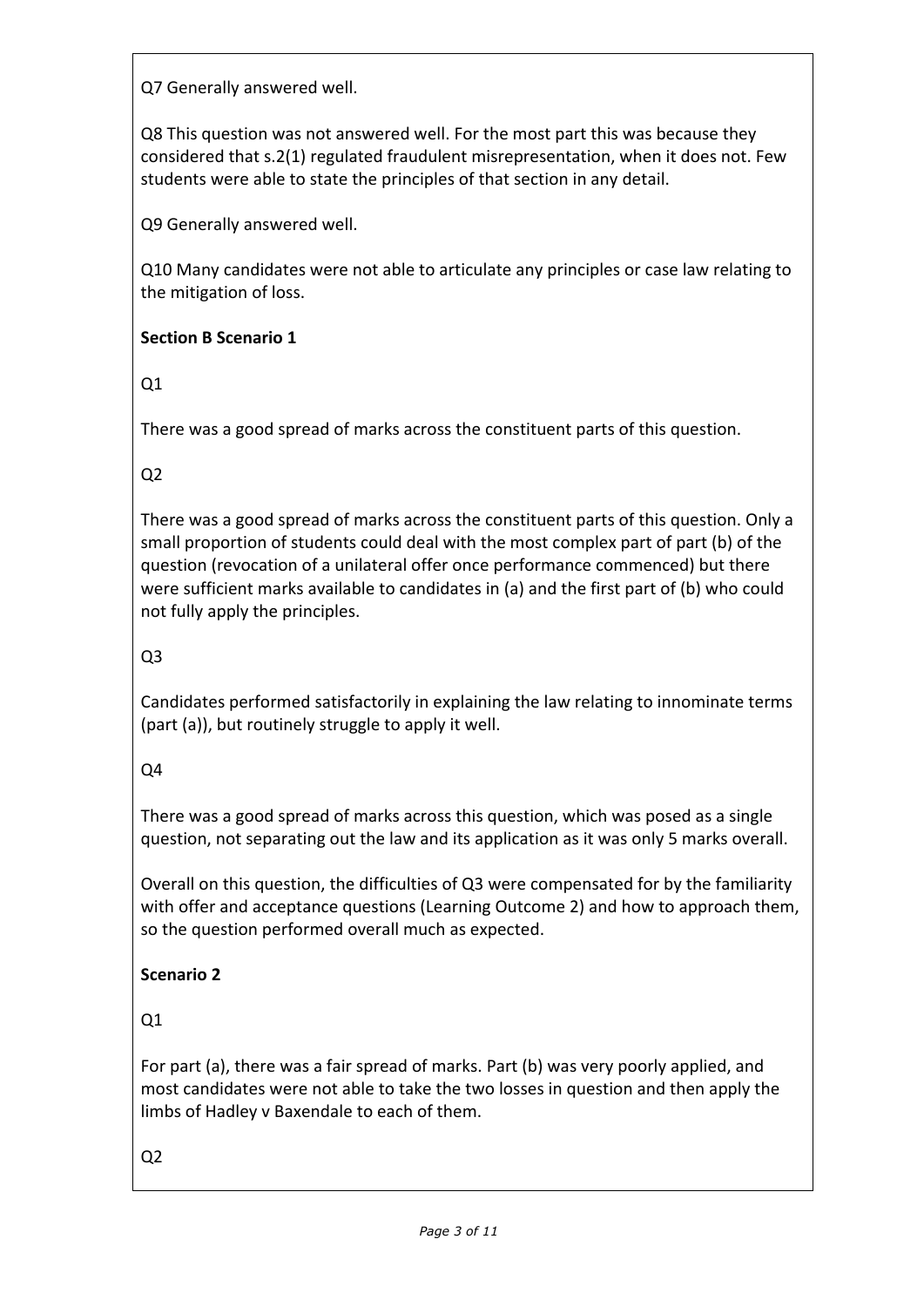Q7 Generally answered well.

Q8 This question was not answered well. For the most part this was because they considered that s.2(1) regulated fraudulent misrepresentation, when it does not. Few students were able to state the principles of that section in any detail.

Q9 Generally answered well.

Q10 Many candidates were not able to articulate any principles or case law relating to the mitigation of loss.

**Section B Scenario 1**

Q1

There was a good spread of marks across the constituent parts of this question.

Q2

There was a good spread of marks across the constituent parts of this question. Only a small proportion of students could deal with the most complex part of part (b) of the question (revocation of a unilateral offer once performance commenced) but there were sufficient marks available to candidates in (a) and the first part of (b) who could not fully apply the principles.

Q3

Candidates performed satisfactorily in explaining the law relating to innominate terms (part (a)), but routinely struggle to apply it well.

Q4

There was a good spread of marks across this question, which was posed as a single question, not separating out the law and its application as it was only 5 marks overall.

Overall on this question, the difficulties of Q3 were compensated for by the familiarity with offer and acceptance questions (Learning Outcome 2) and how to approach them, so the question performed overall much as expected.

**Scenario 2**

Q1

For part (a), there was a fair spread of marks. Part (b) was very poorly applied, and most candidates were not able to take the two losses in question and then apply the limbs of Hadley v Baxendale to each of them.

Q2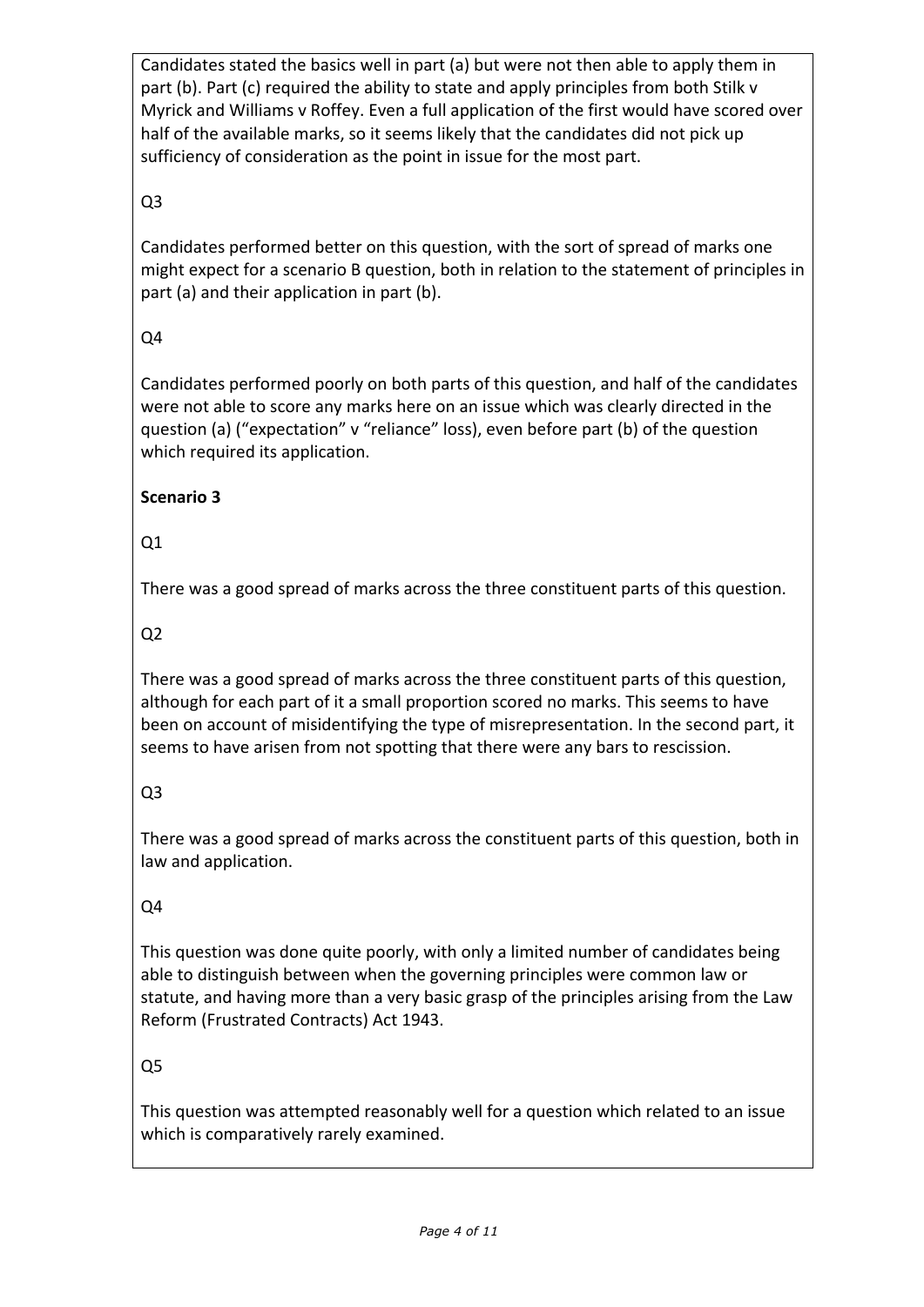Candidates stated the basics well in part (a) but were not then able to apply them in part (b). Part (c) required the ability to state and apply principles from both Stilk v Myrick and Williams v Roffey. Even a full application of the first would have scored over half of the available marks, so it seems likely that the candidates did not pick up sufficiency of consideration as the point in issue for the most part.

Q3

Candidates performed better on this question, with the sort of spread of marks one might expect for a scenario B question, both in relation to the statement of principles in part (a) and their application in part (b).

Q4

Candidates performed poorly on both parts of this question, and half of the candidates were not able to score any marks here on an issue which was clearly directed in the question (a) ("expectation" v "reliance" loss), even before part (b) of the question which required its application.

**Scenario 3**

Q1

There was a good spread of marks across the three constituent parts of this question.

Q2

There was a good spread of marks across the three constituent parts of this question, although for each part of it a small proportion scored no marks. This seems to have been on account of misidentifying the type of misrepresentation. In the second part, it seems to have arisen from not spotting that there were any bars to rescission.

Q3

There was a good spread of marks across the constituent parts of this question, both in law and application.

Q4

This question was done quite poorly, with only a limited number of candidates being able to distinguish between when the governing principles were common law or statute, and having more than a very basic grasp of the principles arising from the Law Reform (Frustrated Contracts) Act 1943.

Q5

This question was attempted reasonably well for a question which related to an issue which is comparatively rarely examined.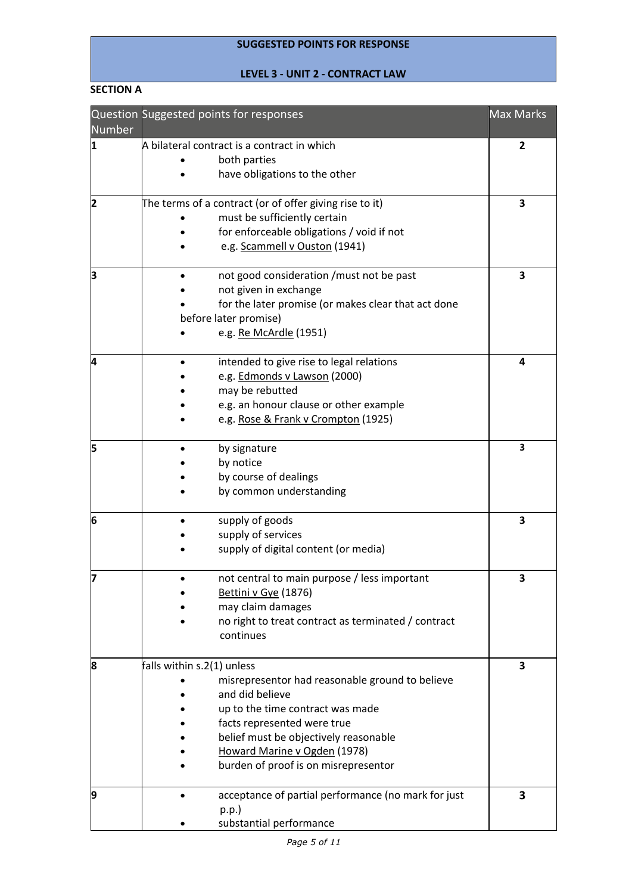**SUGGESTED POINTS FOR RESPONSE**

**LEVEL 3 - UNIT 2 - CONTRACT LAW**

**SECTION A**

| Question Number | Suggested points for responses | Max Marks |
|---|---|---|
| **1** | A bilateral contract is a contract in which<br>• both parties<br>• have obligations to the other | **2** |
| **2** | The terms of a contract (or of offer giving rise to it)<br>• must be sufficiently certain<br>• for enforceable obligations / void if not<br>• e.g. Scammell v Ouston (1941) | **3** |
| **3** | • not good consideration /must not be past<br>• not given in exchange<br>• for the later promise (or makes clear that act done before later promise)<br>• e.g. Re McArdle (1951) | **3** |
| **4** | • intended to give rise to legal relations<br>• e.g. Edmonds v Lawson (2000)<br>• may be rebutted<br>• e.g. an honour clause or other example<br>• e.g. Rose & Frank v Crompton (1925) | **4** |
| **5** | • by signature<br>• by notice<br>• by course of dealings<br>• by common understanding | **3** |
| **6** | • supply of goods<br>• supply of services<br>• supply of digital content (or media) | **3** |
| **7** | • not central to main purpose / less important<br>• Bettini v Gye (1876)<br>• may claim damages<br>• no right to treat contract as terminated / contract continues | **3** |
| **8** | falls within s.2(1) unless<br>• misrepresentor had reasonable ground to believe<br>• and did believe<br>• up to the time contract was made<br>• facts represented were true<br>• belief must be objectively reasonable<br>• Howard Marine v Ogden (1978)<br>• burden of proof is on misrepresentor | **3** |
| **9** | • acceptance of partial performance (no mark for just p.p.)<br>• substantial performance | **3** |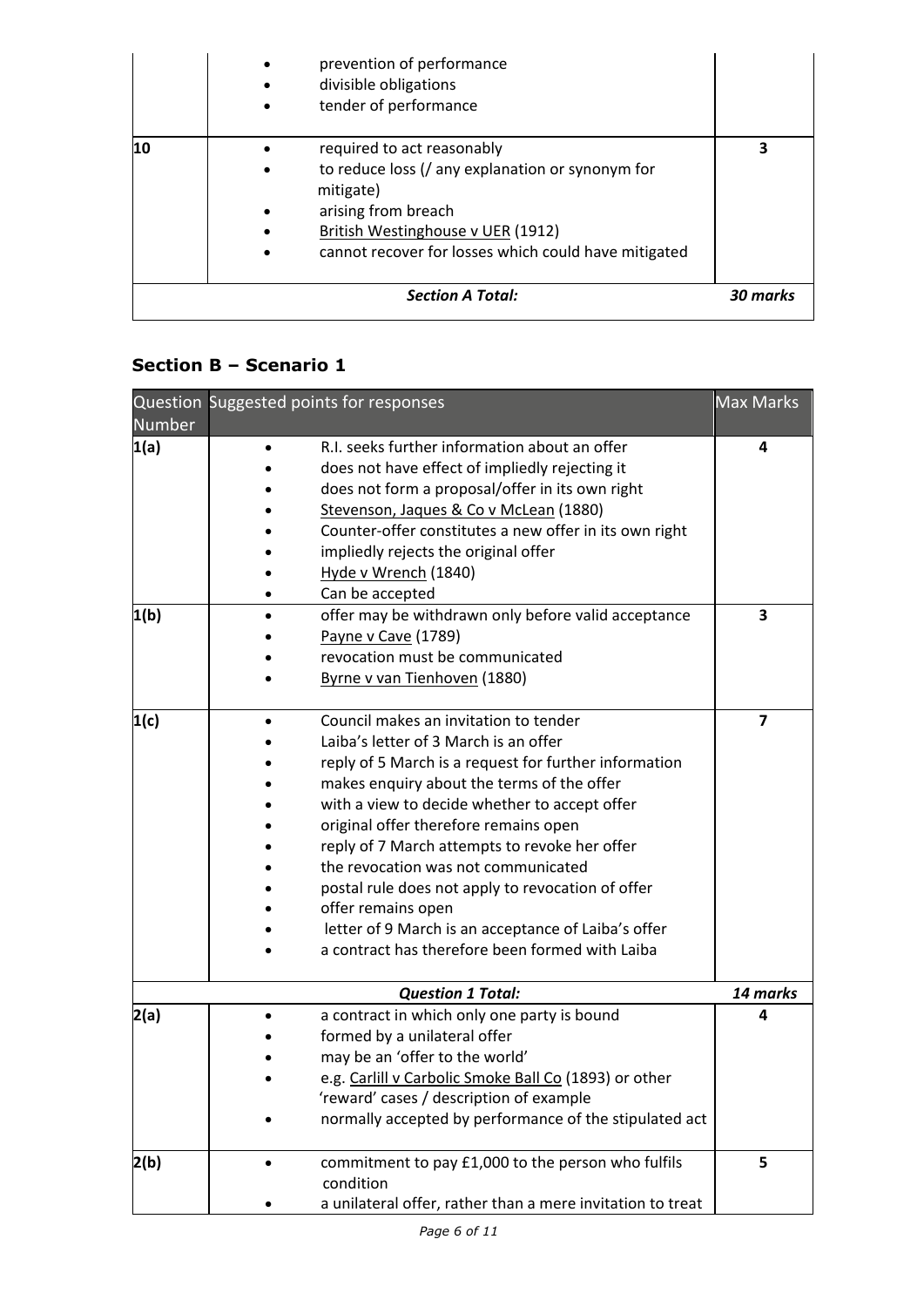| | | |
|---|---|---|
| | • prevention of performance<br>• divisible obligations<br>• tender of performance | |
| **10** | • required to act reasonably<br>• to reduce loss (/ any explanation or synonym for mitigate)<br>• arising from breach<br>• British Westinghouse v UER (1912)<br>• cannot recover for losses which could have mitigated | **3** |
| | ***Section A Total:*** | ***30 marks*** |

## Section B – Scenario 1

| Question Number | Suggested points for responses | Max Marks |
|---|---|---|
| **1(a)** | • R.I. seeks further information about an offer<br>• does not have effect of impliedly rejecting it<br>• does not form a proposal/offer in its own right<br>• Stevenson, Jaques & Co v McLean (1880)<br>• Counter-offer constitutes a new offer in its own right<br>• impliedly rejects the original offer<br>• Hyde v Wrench (1840)<br>• Can be accepted | **4** |
| **1(b)** | • offer may be withdrawn only before valid acceptance<br>• Payne v Cave (1789)<br>• revocation must be communicated<br>• Byrne v van Tienhoven (1880) | **3** |
| **1(c)** | • Council makes an invitation to tender<br>• Laiba's letter of 3 March is an offer<br>• reply of 5 March is a request for further information<br>• makes enquiry about the terms of the offer<br>• with a view to decide whether to accept offer<br>• original offer therefore remains open<br>• reply of 7 March attempts to revoke her offer<br>• the revocation was not communicated<br>• postal rule does not apply to revocation of offer<br>• offer remains open<br>• letter of 9 March is an acceptance of Laiba's offer<br>• a contract has therefore been formed with Laiba | **7** |
| | ***Question 1 Total:*** | ***14 marks*** |
| **2(a)** | • a contract in which only one party is bound<br>• formed by a unilateral offer<br>• may be an 'offer to the world'<br>• e.g. Carlill v Carbolic Smoke Ball Co (1893) or other 'reward' cases / description of example<br>• normally accepted by performance of the stipulated act | **4** |
| **2(b)** | • commitment to pay £1,000 to the person who fulfils condition<br>• a unilateral offer, rather than a mere invitation to treat | **5** |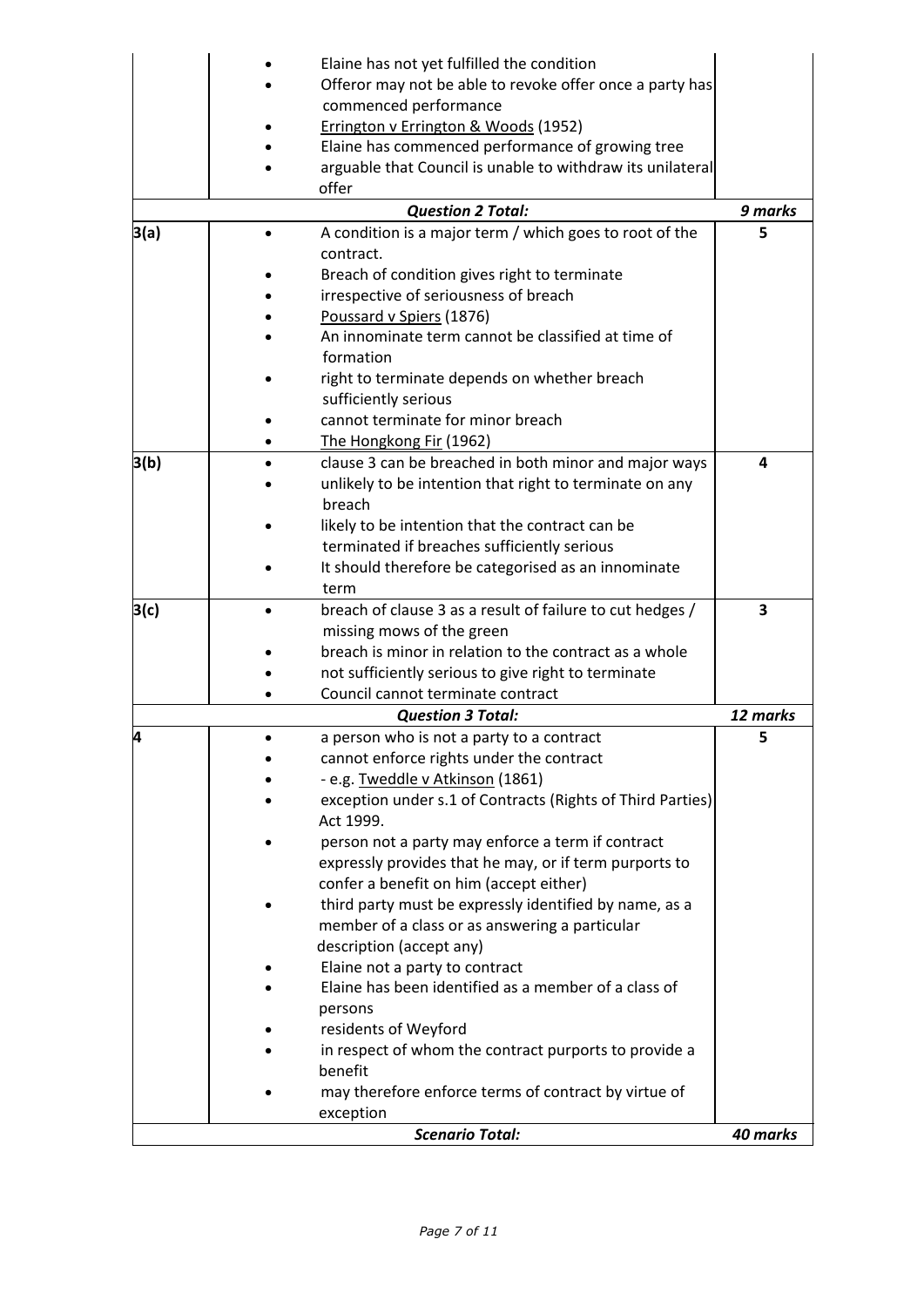| | | |
|---|---|---|
| | • Elaine has not yet fulfilled the condition<br>• Offeror may not be able to revoke offer once a party has commenced performance<br>• Errington v Errington & Woods (1952)<br>• Elaine has commenced performance of growing tree<br>• arguable that Council is unable to withdraw its unilateral offer | |
| | ***Question 2 Total:*** | ***9 marks*** |
| **3(a)** | • A condition is a major term / which goes to root of the contract.<br>• Breach of condition gives right to terminate<br>• irrespective of seriousness of breach<br>• Poussard v Spiers (1876)<br>• An innominate term cannot be classified at time of formation<br>• right to terminate depends on whether breach sufficiently serious<br>• cannot terminate for minor breach<br>• The Hongkong Fir (1962) | **5** |
| **3(b)** | • clause 3 can be breached in both minor and major ways<br>• unlikely to be intention that right to terminate on any breach<br>• likely to be intention that the contract can be terminated if breaches sufficiently serious<br>• It should therefore be categorised as an innominate term | **4** |
| **3(c)** | • breach of clause 3 as a result of failure to cut hedges / missing mows of the green<br>• breach is minor in relation to the contract as a whole<br>• not sufficiently serious to give right to terminate<br>• Council cannot terminate contract | **3** |
| | ***Question 3 Total:*** | ***12 marks*** |
| **4** | • a person who is not a party to a contract<br>• cannot enforce rights under the contract<br>• - e.g. Tweddle v Atkinson (1861)<br>• exception under s.1 of Contracts (Rights of Third Parties) Act 1999.<br>• person not a party may enforce a term if contract expressly provides that he may, or if term purports to confer a benefit on him (accept either)<br>• third party must be expressly identified by name, as a member of a class or as answering a particular description (accept any)<br>• Elaine not a party to contract<br>• Elaine has been identified as a member of a class of persons<br>• residents of Weyford<br>• in respect of whom the contract purports to provide a benefit<br>• may therefore enforce terms of contract by virtue of exception | **5** |
| | ***Scenario Total:*** | ***40 marks*** |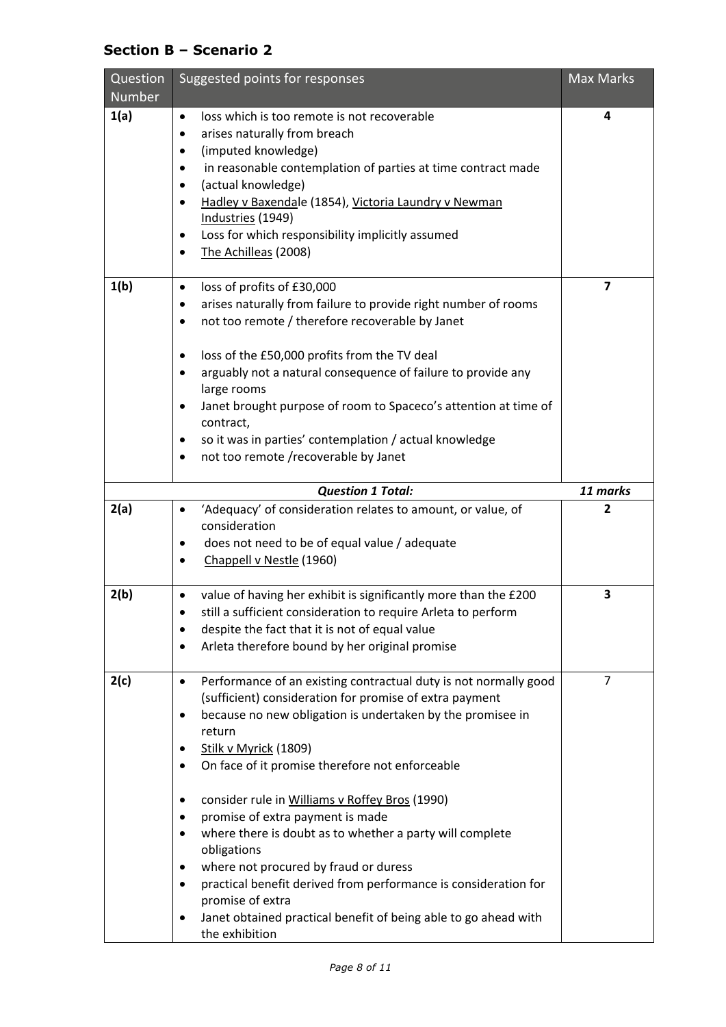## Section B – Scenario 2

| Question Number | Suggested points for responses | Max Marks |
|---|---|---|
| **1(a)** | • loss which is too remote is not recoverable<br>• arises naturally from breach<br>• (imputed knowledge)<br>• in reasonable contemplation of parties at time contract made<br>• (actual knowledge)<br>• Hadley v Baxendale (1854), Victoria Laundry v Newman Industries (1949)<br>• Loss for which responsibility implicitly assumed<br>• The Achilleas (2008) | **4** |
| **1(b)** | • loss of profits of £30,000<br>• arises naturally from failure to provide right number of rooms<br>• not too remote / therefore recoverable by Janet<br><br>• loss of the £50,000 profits from the TV deal<br>• arguably not a natural consequence of failure to provide any large rooms<br>• Janet brought purpose of room to Spaceco's attention at time of contract,<br>• so it was in parties' contemplation / actual knowledge<br>• not too remote /recoverable by Janet | **7** |
| | ***Question 1 Total:*** | ***11 marks*** |
| **2(a)** | • 'Adequacy' of consideration relates to amount, or value, of consideration<br>• does not need to be of equal value / adequate<br>• Chappell v Nestle (1960) | **2** |
| **2(b)** | • value of having her exhibit is significantly more than the £200<br>• still a sufficient consideration to require Arleta to perform<br>• despite the fact that it is not of equal value<br>• Arleta therefore bound by her original promise | **3** |
| **2(c)** | • Performance of an existing contractual duty is not normally good (sufficient) consideration for promise of extra payment<br>• because no new obligation is undertaken by the promisee in return<br>• Stilk v Myrick (1809)<br>• On face of it promise therefore not enforceable<br><br>• consider rule in Williams v Roffey Bros (1990)<br>• promise of extra payment is made<br>• where there is doubt as to whether a party will complete obligations<br>• where not procured by fraud or duress<br>• practical benefit derived from performance is consideration for promise of extra<br>• Janet obtained practical benefit of being able to go ahead with the exhibition | 7 |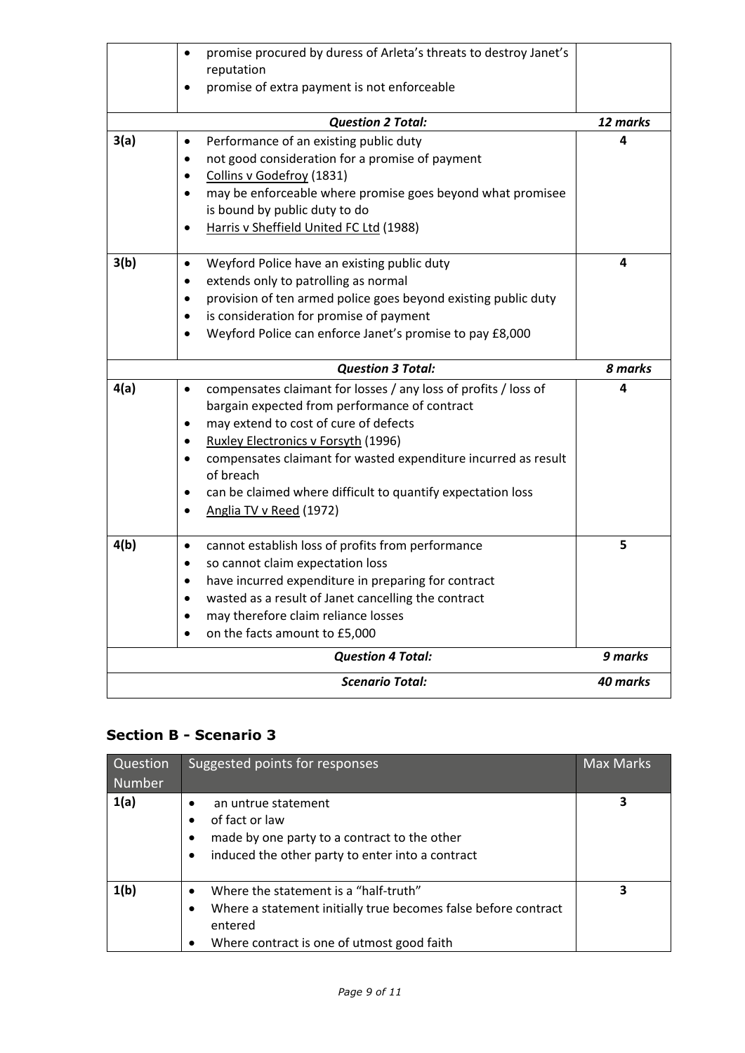| | | |
|---|---|---|
| | • promise procured by duress of Arleta's threats to destroy Janet's reputation<br>• promise of extra payment is not enforceable | |
| | ***Question 2 Total:*** | ***12 marks*** |
| **3(a)** | • Performance of an existing public duty<br>• not good consideration for a promise of payment<br>• Collins v Godefroy (1831)<br>• may be enforceable where promise goes beyond what promisee is bound by public duty to do<br>• Harris v Sheffield United FC Ltd (1988) | **4** |
| **3(b)** | • Weyford Police have an existing public duty<br>• extends only to patrolling as normal<br>• provision of ten armed police goes beyond existing public duty<br>• is consideration for promise of payment<br>• Weyford Police can enforce Janet's promise to pay £8,000 | **4** |
| | ***Question 3 Total:*** | ***8 marks*** |
| **4(a)** | • compensates claimant for losses / any loss of profits / loss of bargain expected from performance of contract<br>• may extend to cost of cure of defects<br>• Ruxley Electronics v Forsyth (1996)<br>• compensates claimant for wasted expenditure incurred as result of breach<br>• can be claimed where difficult to quantify expectation loss<br>• Anglia TV v Reed (1972) | **4** |
| **4(b)** | • cannot establish loss of profits from performance<br>• so cannot claim expectation loss<br>• have incurred expenditure in preparing for contract<br>• wasted as a result of Janet cancelling the contract<br>• may therefore claim reliance losses<br>• on the facts amount to £5,000 | **5** |
| | ***Question 4 Total:*** | ***9 marks*** |
| | ***Scenario Total:*** | ***40 marks*** |

## Section B - Scenario 3

| Question Number | Suggested points for responses | Max Marks |
|---|---|---|
| **1(a)** | • an untrue statement<br>• of fact or law<br>• made by one party to a contract to the other<br>• induced the other party to enter into a contract | **3** |
| **1(b)** | • Where the statement is a "half-truth"<br>• Where a statement initially true becomes false before contract entered<br>• Where contract is one of utmost good faith | **3** |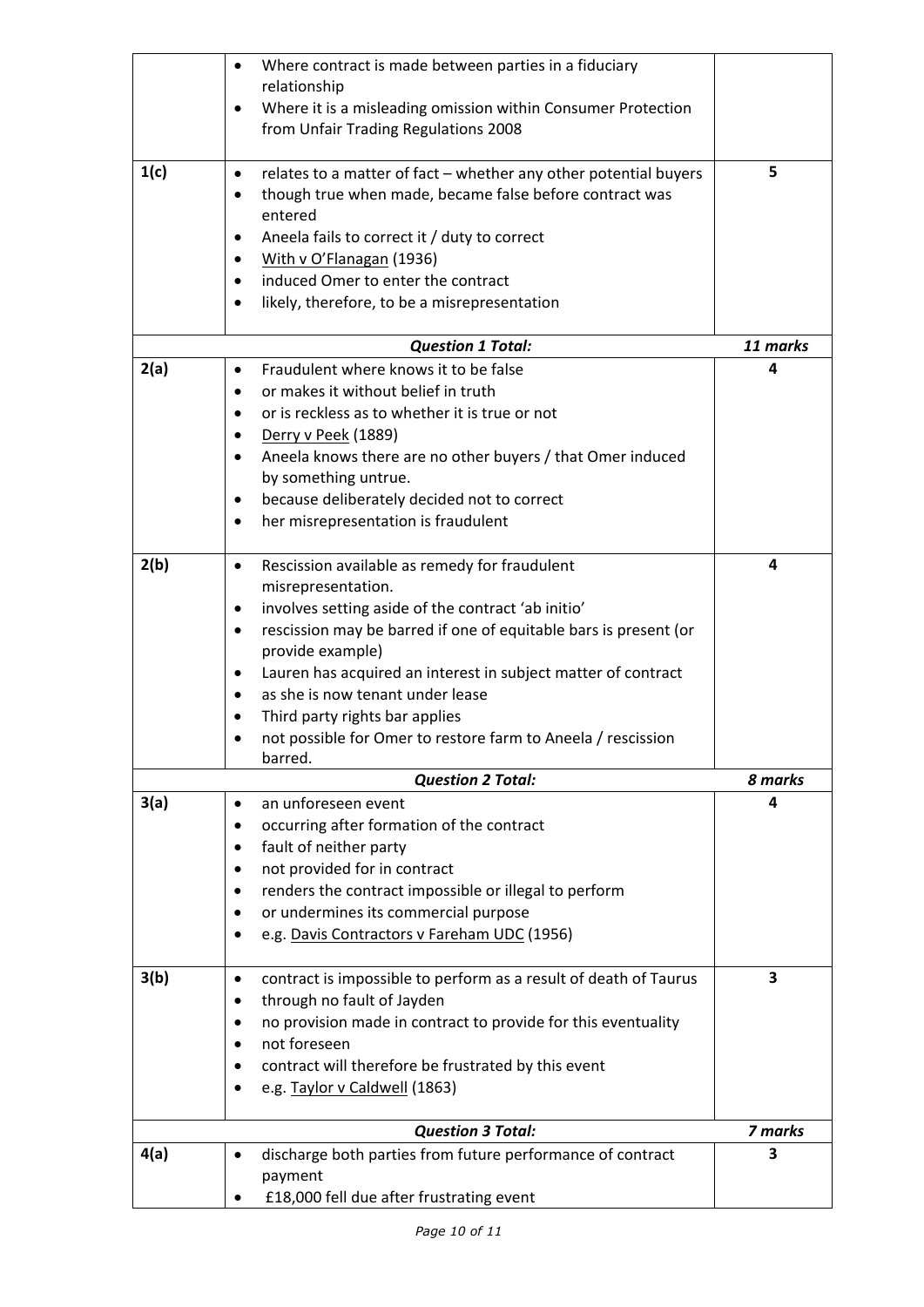| | | |
|---|---|---|
| | • Where contract is made between parties in a fiduciary relationship<br>• Where it is a misleading omission within Consumer Protection from Unfair Trading Regulations 2008 | |
| 1(c) | • relates to a matter of fact – whether any other potential buyers<br>• though true when made, became false before contract was entered<br>• Aneela fails to correct it / duty to correct<br>• <u>With v O'Flanagan</u> (1936)<br>• induced Omer to enter the contract<br>• likely, therefore, to be a misrepresentation | 5 |
| | ***Question 1 Total:*** | ***11 marks*** |
| 2(a) | • Fraudulent where knows it to be false<br>• or makes it without belief in truth<br>• or is reckless as to whether it is true or not<br>• <u>Derry v Peek</u> (1889)<br>• Aneela knows there are no other buyers / that Omer induced by something untrue.<br>• because deliberately decided not to correct<br>• her misrepresentation is fraudulent | 4 |
| 2(b) | • Rescission available as remedy for fraudulent misrepresentation.<br>• involves setting aside of the contract 'ab initio'<br>• rescission may be barred if one of equitable bars is present (or provide example)<br>• Lauren has acquired an interest in subject matter of contract<br>• as she is now tenant under lease<br>• Third party rights bar applies<br>• not possible for Omer to restore farm to Aneela / rescission barred. | 4 |
| | ***Question 2 Total:*** | ***8 marks*** |
| 3(a) | • an unforeseen event<br>• occurring after formation of the contract<br>• fault of neither party<br>• not provided for in contract<br>• renders the contract impossible or illegal to perform<br>• or undermines its commercial purpose<br>• e.g. <u>Davis Contractors v Fareham UDC</u> (1956) | 4 |
| 3(b) | • contract is impossible to perform as a result of death of Taurus<br>• through no fault of Jayden<br>• no provision made in contract to provide for this eventuality<br>• not foreseen<br>• contract will therefore be frustrated by this event<br>• e.g. <u>Taylor v Caldwell</u> (1863) | 3 |
| | ***Question 3 Total:*** | ***7 marks*** |
| 4(a) | • discharge both parties from future performance of contract payment<br>• £18,000 fell due after frustrating event | 3 |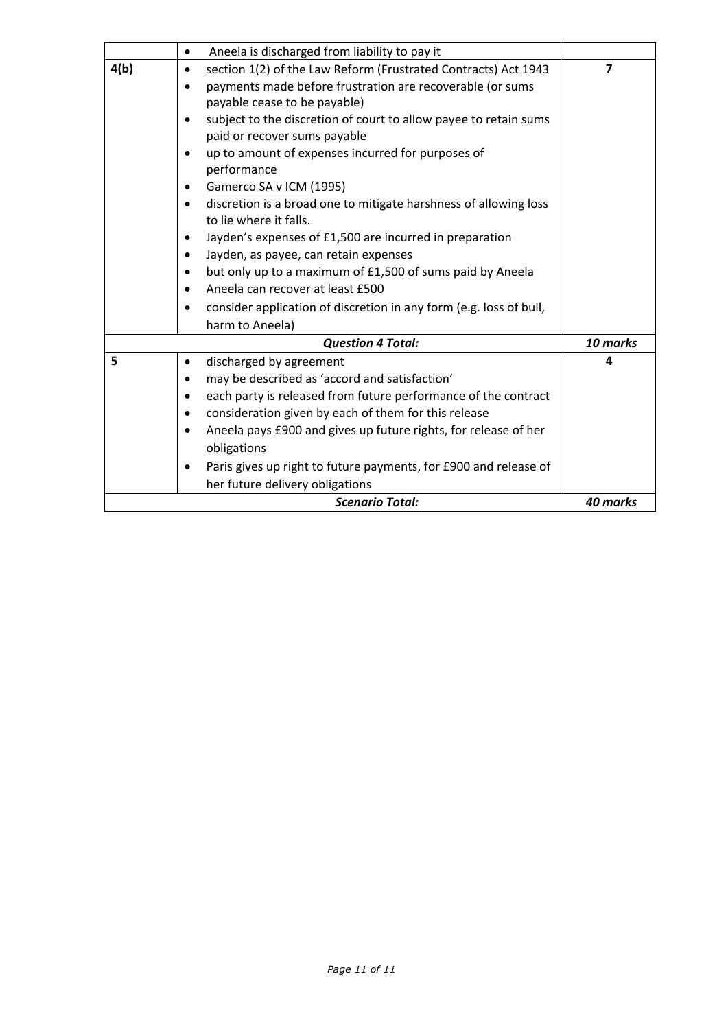| | | |
|---|---|---|
| | • Aneela is discharged from liability to pay it | |
| 4(b) | • section 1(2) of the Law Reform (Frustrated Contracts) Act 1943<br>• payments made before frustration are recoverable (or sums payable cease to be payable)<br>• subject to the discretion of court to allow payee to retain sums paid or recover sums payable<br>• up to amount of expenses incurred for purposes of performance<br>• Gamerco SA v ICM (1995)<br>• discretion is a broad one to mitigate harshness of allowing loss to lie where it falls.<br>• Jayden's expenses of £1,500 are incurred in preparation<br>• Jayden, as payee, can retain expenses<br>• but only up to a maximum of £1,500 of sums paid by Aneela<br>• Aneela can recover at least £500<br>• consider application of discretion in any form (e.g. loss of bull, harm to Aneela) | **7** |
| | ***Question 4 Total:*** | ***10 marks*** |
| 5 | • discharged by agreement<br>• may be described as 'accord and satisfaction'<br>• each party is released from future performance of the contract<br>• consideration given by each of them for this release<br>• Aneela pays £900 and gives up future rights, for release of her obligations<br>• Paris gives up right to future payments, for £900 and release of her future delivery obligations | **4** |
| | ***Scenario Total:*** | ***40 marks*** |